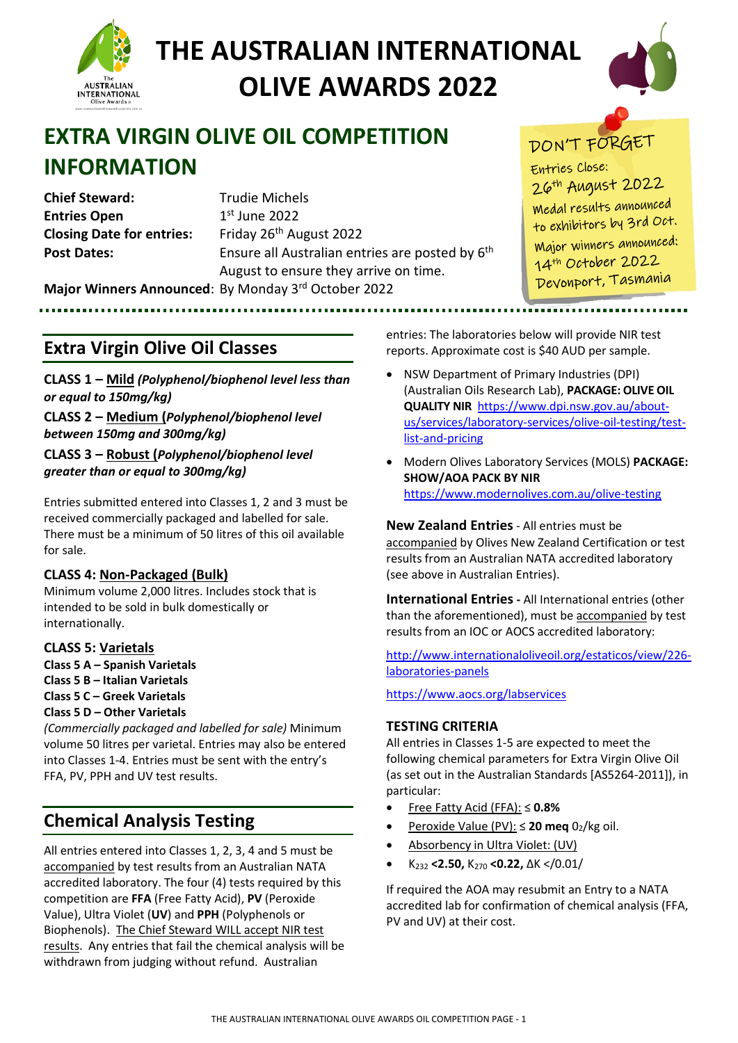# THE AUSTRALIAN INTERNATIONAL OLIVE AWARDS 2022

## EXTRA VIRGIN OLIVE OIL COMPETITION INFORMATION

**Chief Steward:** Trudie Michels
**Entries Open** 1st June 2022
**Closing Date for entries:** Friday 26th August 2022
**Post Dates:** Ensure all Australian entries are posted by 6th August to ensure they arrive on time.
**Major Winners Announced**: By Monday 3rd October 2022

DON'T FORGET
Entries Close: 26th August 2022
Medal results announced to exhibitors by 3rd Oct.
Major winners announced: 14th October 2022 Devonport, Tasmania

## Extra Virgin Olive Oil Classes

**CLASS 1 – Mild *(Polyphenol/biophenol level less than or equal to 150mg/kg)***

**CLASS 2 – Medium *(Polyphenol/biophenol level between 150mg and 300mg/kg)***

**CLASS 3 – Robust *(Polyphenol/biophenol level greater than or equal to 300mg/kg)***

Entries submitted entered into Classes 1, 2 and 3 must be received commercially packaged and labelled for sale. There must be a minimum of 50 litres of this oil available for sale.

**CLASS 4: Non-Packaged (Bulk)**
Minimum volume 2,000 litres. Includes stock that is intended to be sold in bulk domestically or internationally.

**CLASS 5: Varietals**
**Class 5 A – Spanish Varietals**
**Class 5 B – Italian Varietals**
**Class 5 C – Greek Varietals**
**Class 5 D – Other Varietals**
*(Commercially packaged and labelled for sale)* Minimum volume 50 litres per varietal. Entries may also be entered into Classes 1-4. Entries must be sent with the entry's FFA, PV, PPH and UV test results.

## Chemical Analysis Testing

All entries entered into Classes 1, 2, 3, 4 and 5 must be accompanied by test results from an Australian NATA accredited laboratory. The four (4) tests required by this competition are **FFA** (Free Fatty Acid), **PV** (Peroxide Value), Ultra Violet (**UV**) and **PPH** (Polyphenols or Biophenols). The Chief Steward WILL accept NIR test results. Any entries that fail the chemical analysis will be withdrawn from judging without refund. Australian entries: The laboratories below will provide NIR test reports. Approximate cost is $40 AUD per sample.

- NSW Department of Primary Industries (DPI) (Australian Oils Research Lab), **PACKAGE: OLIVE OIL QUALITY NIR** https://www.dpi.nsw.gov.au/about-us/services/laboratory-services/olive-oil-testing/test-list-and-pricing
- Modern Olives Laboratory Services (MOLS) **PACKAGE: SHOW/AOA PACK BY NIR** https://www.modernolives.com.au/olive-testing

**New Zealand Entries** - All entries must be accompanied by Olives New Zealand Certification or test results from an Australian NATA accredited laboratory (see above in Australian Entries).

**International Entries -** All International entries (other than the aforementioned), must be accompanied by test results from an IOC or AOCS accredited laboratory:

http://www.internationaloliveoil.org/estaticos/view/226-laboratories-panels

https://www.aocs.org/labservices

### TESTING CRITERIA

All entries in Classes 1-5 are expected to meet the following chemical parameters for Extra Virgin Olive Oil (as set out in the Australian Standards [AS5264-2011]), in particular:

- Free Fatty Acid (FFA): ≤ **0.8%**
- Peroxide Value (PV): ≤ **20 meq** $O_2$/kg oil.
- Absorbency in Ultra Violet: (UV)
- $K_{232}$ **<2.50,** $K_{270}$ **<0.22,** $\Delta K$ </0.01/

If required the AOA may resubmit an Entry to a NATA accredited lab for confirmation of chemical analysis (FFA, PV and UV) at their cost.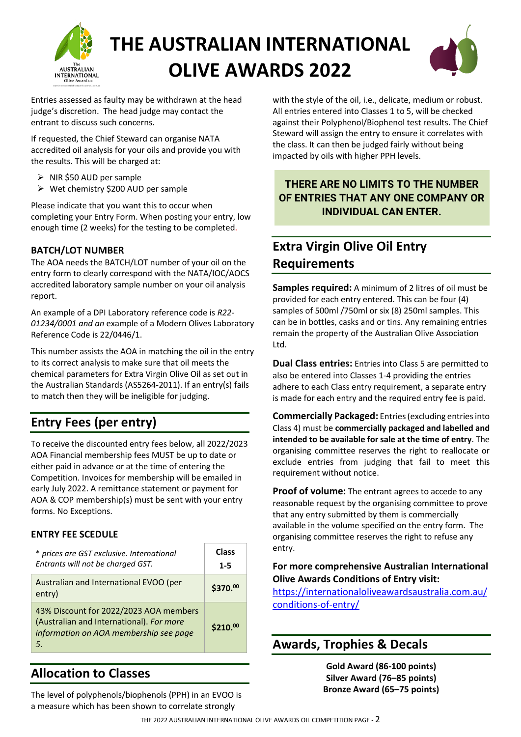# THE AUSTRALIAN INTERNATIONAL OLIVE AWARDS 2022

Entries assessed as faulty may be withdrawn at the head judge's discretion. The head judge may contact the entrant to discuss such concerns.

If requested, the Chief Steward can organise NATA accredited oil analysis for your oils and provide you with the results. This will be charged at:

- NIR $50 AUD per sample
- Wet chemistry $200 AUD per sample

Please indicate that you want this to occur when completing your Entry Form. When posting your entry, low enough time (2 weeks) for the testing to be completed.

### BATCH/LOT NUMBER

The AOA needs the BATCH/LOT number of your oil on the entry form to clearly correspond with the NATA/IOC/AOCS accredited laboratory sample number on your oil analysis report.

An example of a DPI Laboratory reference code is *R22-01234/0001 and an* example of a Modern Olives Laboratory Reference Code is 22/0446/1.

This number assists the AOA in matching the oil in the entry to its correct analysis to make sure that oil meets the chemical parameters for Extra Virgin Olive Oil as set out in the Australian Standards (AS5264-2011). If an entry(s) fails to match then they will be ineligible for judging.

## Entry Fees (per entry)

To receive the discounted entry fees below, all 2022/2023 AOA Financial membership fees MUST be up to date or either paid in advance or at the time of entering the Competition. Invoices for membership will be emailed in early July 2022. A remittance statement or payment for AOA & COP membership(s) must be sent with your entry forms. No Exceptions.

### ENTRY FEE SCEDULE

| *\* prices are GST exclusive. International Entrants will not be charged GST.* | **Class 1-5** |
|---|---|
| Australian and International EVOO (per entry) | **$370.00** |
| 43% Discount for 2022/2023 AOA members (Australian and International). *For more information on AOA membership see page 5.* | **$210.00** |

## Allocation to Classes

The level of polyphenols/biophenols (PPH) in an EVOO is a measure which has been shown to correlate strongly with the style of the oil, i.e., delicate, medium or robust. All entries entered into Classes 1 to 5, will be checked against their Polyphenol/Biophenol test results. The Chief Steward will assign the entry to ensure it correlates with the class. It can then be judged fairly without being impacted by oils with higher PPH levels.

**THERE ARE NO LIMITS TO THE NUMBER OF ENTRIES THAT ANY ONE COMPANY OR INDIVIDUAL CAN ENTER.**

## Extra Virgin Olive Oil Entry Requirements

**Samples required:** A minimum of 2 litres of oil must be provided for each entry entered. This can be four (4) samples of 500ml /750ml or six (8) 250ml samples. This can be in bottles, casks and or tins. Any remaining entries remain the property of the Australian Olive Association Ltd.

**Dual Class entries:** Entries into Class 5 are permitted to also be entered into Classes 1-4 providing the entries adhere to each Class entry requirement, a separate entry is made for each entry and the required entry fee is paid.

**Commercially Packaged:** Entries (excluding entries into Class 4) must be **commercially packaged and labelled and intended to be available for sale at the time of entry**. The organising committee reserves the right to reallocate or exclude entries from judging that fail to meet this requirement without notice.

**Proof of volume:** The entrant agrees to accede to any reasonable request by the organising committee to prove that any entry submitted by them is commercially available in the volume specified on the entry form. The organising committee reserves the right to refuse any entry.

**For more comprehensive Australian International Olive Awards Conditions of Entry visit:**
https://internationaloliveawardsaustralia.com.au/conditions-of-entry/

## Awards, Trophies & Decals

**Gold Award (86-100 points)**
**Silver Award (76–85 points)**
**Bronze Award (65–75 points)**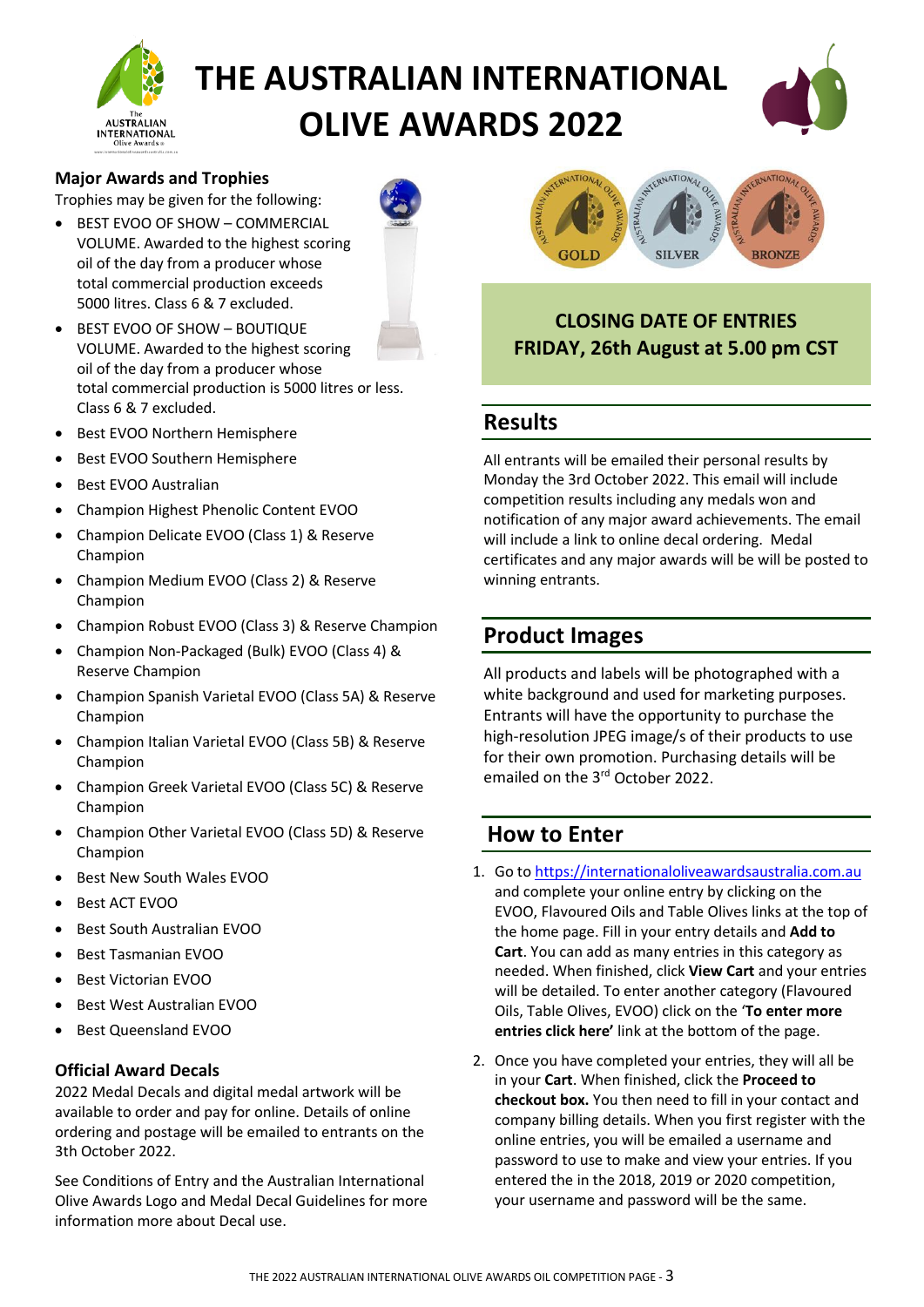# THE AUSTRALIAN INTERNATIONAL OLIVE AWARDS 2022

## Major Awards and Trophies

Trophies may be given for the following:

- BEST EVOO OF SHOW – COMMERCIAL VOLUME. Awarded to the highest scoring oil of the day from a producer whose total commercial production exceeds 5000 litres. Class 6 & 7 excluded.
- BEST EVOO OF SHOW – BOUTIQUE VOLUME. Awarded to the highest scoring oil of the day from a producer whose total commercial production is 5000 litres or less. Class 6 & 7 excluded.
- Best EVOO Northern Hemisphere
- Best EVOO Southern Hemisphere
- Best EVOO Australian
- Champion Highest Phenolic Content EVOO
- Champion Delicate EVOO (Class 1) & Reserve Champion
- Champion Medium EVOO (Class 2) & Reserve Champion
- Champion Robust EVOO (Class 3) & Reserve Champion
- Champion Non-Packaged (Bulk) EVOO (Class 4) & Reserve Champion
- Champion Spanish Varietal EVOO (Class 5A) & Reserve Champion
- Champion Italian Varietal EVOO (Class 5B) & Reserve Champion
- Champion Greek Varietal EVOO (Class 5C) & Reserve Champion
- Champion Other Varietal EVOO (Class 5D) & Reserve Champion
- Best New South Wales EVOO
- Best ACT EVOO
- Best South Australian EVOO
- Best Tasmanian EVOO
- Best Victorian EVOO
- Best West Australian EVOO
- Best Queensland EVOO

## Official Award Decals

2022 Medal Decals and digital medal artwork will be available to order and pay for online. Details of online ordering and postage will be emailed to entrants on the 3th October 2022.

See Conditions of Entry and the Australian International Olive Awards Logo and Medal Decal Guidelines for more information more about Decal use.

**CLOSING DATE OF ENTRIES**
**FRIDAY, 26th August at 5.00 pm CST**

## Results

All entrants will be emailed their personal results by Monday the 3rd October 2022. This email will include competition results including any medals won and notification of any major award achievements. The email will include a link to online decal ordering. Medal certificates and any major awards will be will be posted to winning entrants.

## Product Images

All products and labels will be photographed with a white background and used for marketing purposes. Entrants will have the opportunity to purchase the high-resolution JPEG image/s of their products to use for their own promotion. Purchasing details will be emailed on the 3rd October 2022.

## How to Enter

1. Go to https://internationaloliveawardsaustralia.com.au and complete your online entry by clicking on the EVOO, Flavoured Oils and Table Olives links at the top of the home page. Fill in your entry details and **Add to Cart**. You can add as many entries in this category as needed. When finished, click **View Cart** and your entries will be detailed. To enter another category (Flavoured Oils, Table Olives, EVOO) click on the '**To enter more entries click here'** link at the bottom of the page.
2. Once you have completed your entries, they will all be in your **Cart**. When finished, click the **Proceed to checkout box.** You then need to fill in your contact and company billing details. When you first register with the online entries, you will be emailed a username and password to use to make and view your entries. If you entered the in the 2018, 2019 or 2020 competition, your username and password will be the same.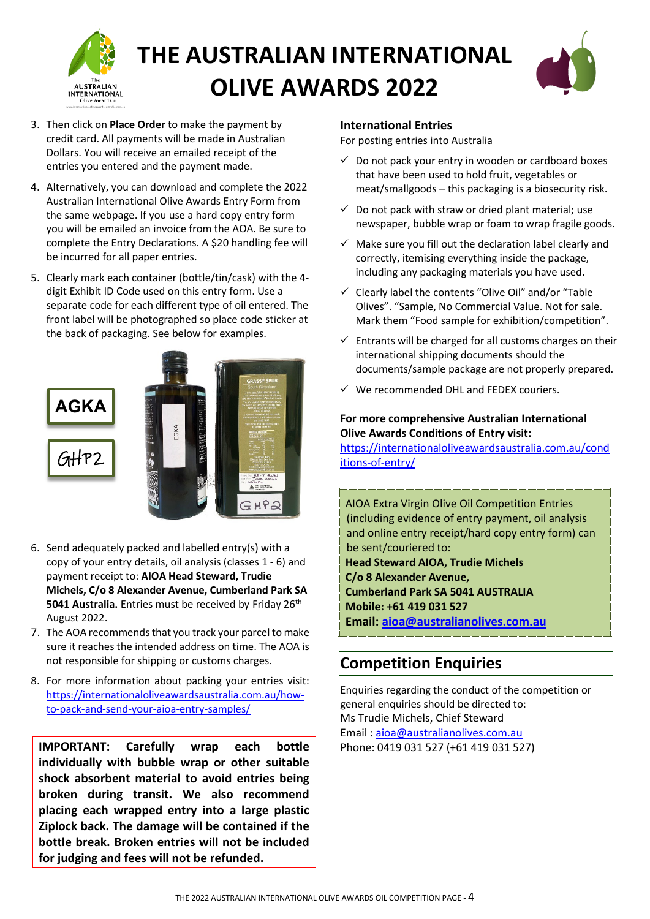# THE AUSTRALIAN INTERNATIONAL OLIVE AWARDS 2022

3. Then click on **Place Order** to make the payment by credit card. All payments will be made in Australian Dollars. You will receive an emailed receipt of the entries you entered and the payment made.
4. Alternatively, you can download and complete the 2022 Australian International Olive Awards Entry Form from the same webpage. If you use a hard copy entry form you will be emailed an invoice from the AOA. Be sure to complete the Entry Declarations. A $20 handling fee will be incurred for all paper entries.
5. Clearly mark each container (bottle/tin/cask) with the 4-digit Exhibit ID Code used on this entry form. Use a separate code for each different type of oil entered. The front label will be photographed so place code sticker at the back of packaging. See below for examples.

**AGKA**

GHP2

6. Send adequately packed and labelled entry(s) with a copy of your entry details, oil analysis (classes 1 - 6) and payment receipt to: **AIOA Head Steward, Trudie Michels, C/o 8 Alexander Avenue, Cumberland Park SA 5041 Australia.** Entries must be received by Friday 26th August 2022.
7. The AOA recommends that you track your parcel to make sure it reaches the intended address on time. The AOA is not responsible for shipping or customs charges.
8. For more information about packing your entries visit: https://internationaloliveawardsaustralia.com.au/how-to-pack-and-send-your-aioa-entry-samples/

**IMPORTANT: Carefully wrap each bottle individually with bubble wrap or other suitable shock absorbent material to avoid entries being broken during transit. We also recommend placing each wrapped entry into a large plastic Ziplock back. The damage will be contained if the bottle break. Broken entries will not be included for judging and fees will not be refunded.**

### International Entries

For posting entries into Australia

- ✓ Do not pack your entry in wooden or cardboard boxes that have been used to hold fruit, vegetables or meat/smallgoods – this packaging is a biosecurity risk.
- ✓ Do not pack with straw or dried plant material; use newspaper, bubble wrap or foam to wrap fragile goods.
- ✓ Make sure you fill out the declaration label clearly and correctly, itemising everything inside the package, including any packaging materials you have used.
- ✓ Clearly label the contents "Olive Oil" and/or "Table Olives". "Sample, No Commercial Value. Not for sale. Mark them "Food sample for exhibition/competition".
- ✓ Entrants will be charged for all customs charges on their international shipping documents should the documents/sample package are not properly prepared.
- ✓ We recommended DHL and FEDEX couriers.

**For more comprehensive Australian International Olive Awards Conditions of Entry visit:**
https://internationaloliveawardsaustralia.com.au/conditions-of-entry/

AIOA Extra Virgin Olive Oil Competition Entries (including evidence of entry payment, oil analysis and online entry receipt/hard copy entry form) can be sent/couriered to:
**Head Steward AIOA, Trudie Michels**
**C/o 8 Alexander Avenue,**
**Cumberland Park SA 5041 AUSTRALIA**
**Mobile: +61 419 031 527**
**Email: aioa@australianolives.com.au**

## Competition Enquiries

Enquiries regarding the conduct of the competition or general enquiries should be directed to:
Ms Trudie Michels, Chief Steward
Email : aioa@australianolives.com.au
Phone: 0419 031 527 (+61 419 031 527)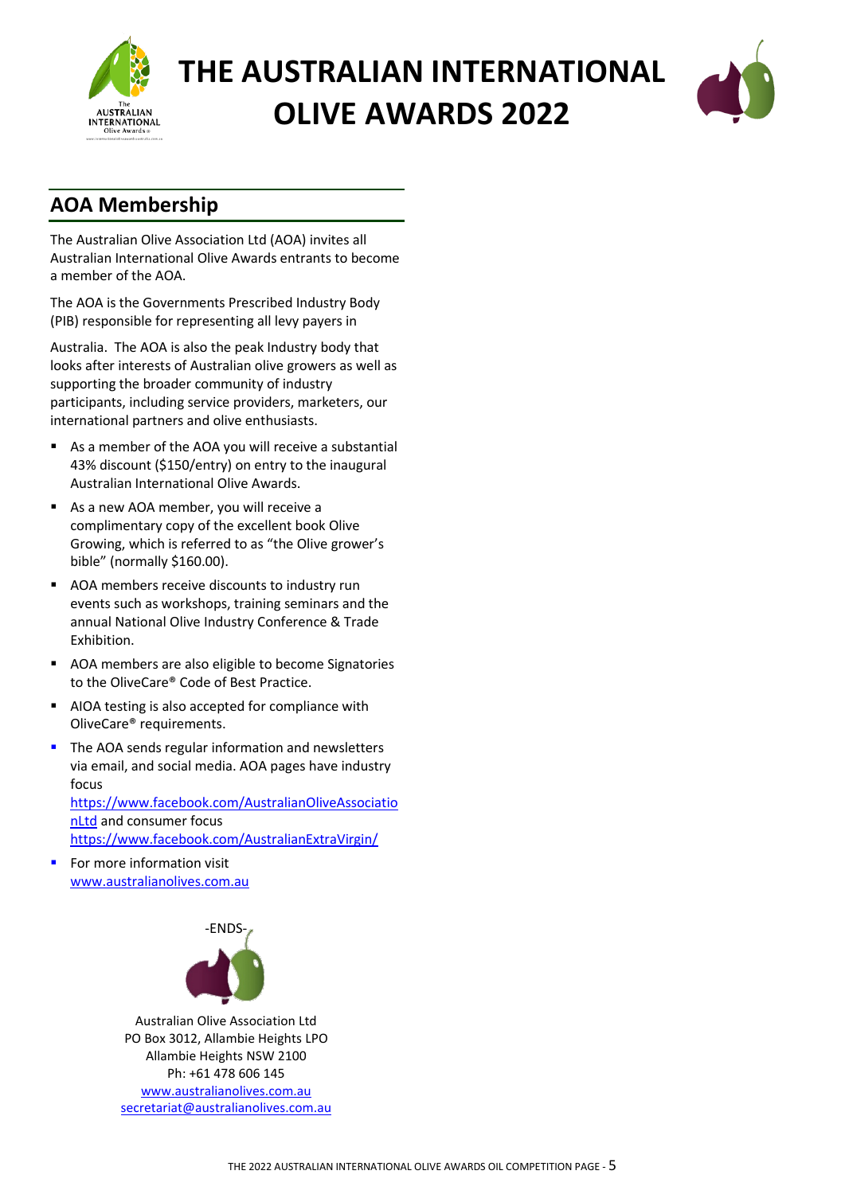# THE AUSTRALIAN INTERNATIONAL OLIVE AWARDS 2022

## AOA Membership

The Australian Olive Association Ltd (AOA) invites all Australian International Olive Awards entrants to become a member of the AOA.

The AOA is the Governments Prescribed Industry Body (PIB) responsible for representing all levy payers in

Australia. The AOA is also the peak Industry body that looks after interests of Australian olive growers as well as supporting the broader community of industry participants, including service providers, marketers, our international partners and olive enthusiasts.

- As a member of the AOA you will receive a substantial 43% discount ($150/entry) on entry to the inaugural Australian International Olive Awards.
- As a new AOA member, you will receive a complimentary copy of the excellent book Olive Growing, which is referred to as "the Olive grower's bible" (normally $160.00).
- AOA members receive discounts to industry run events such as workshops, training seminars and the annual National Olive Industry Conference & Trade Exhibition.
- AOA members are also eligible to become Signatories to the OliveCare® Code of Best Practice.
- AIOA testing is also accepted for compliance with OliveCare® requirements.
- The AOA sends regular information and newsletters via email, and social media. AOA pages have industry focus https://www.facebook.com/AustralianOliveAssociationLtd and consumer focus https://www.facebook.com/AustralianExtraVirgin/
- For more information visit www.australianolives.com.au

-ENDS-

Australian Olive Association Ltd
PO Box 3012, Allambie Heights LPO
Allambie Heights NSW 2100
Ph: +61 478 606 145
www.australianolives.com.au
secretariat@australianolives.com.au